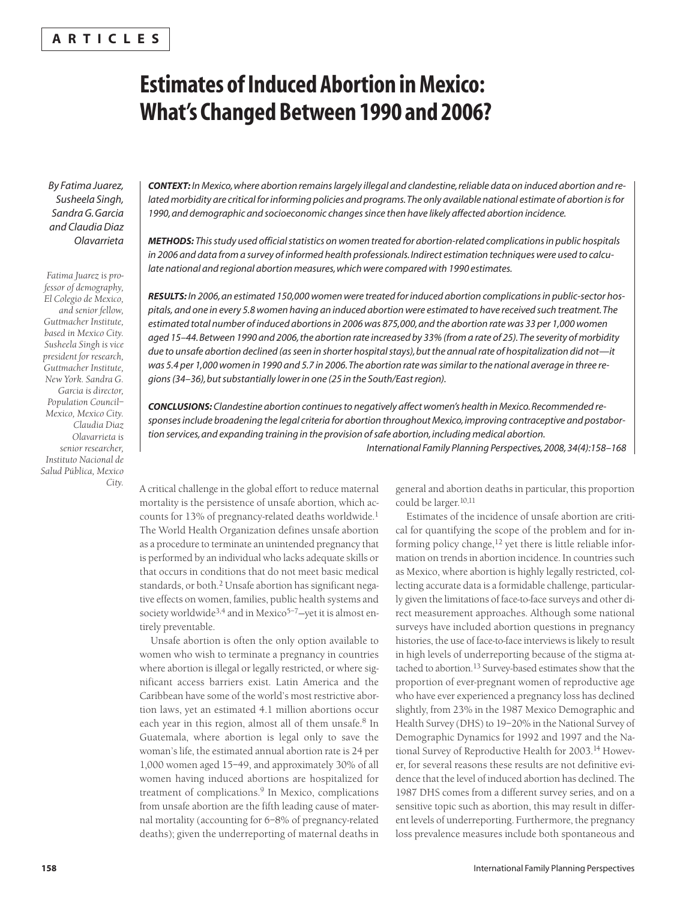**ARTICLES**

# Estimates of Induced Abortion in Mexico: What's Changed Between 1990 and 2006?

*By Fatima Juarez, Susheela Singh, Sandra G. Garcia and Claudia Diaz Olavarrieta*

*Fatima Juarez is professor of demography, El Colegio de Mexico, and senior fellow, Guttmacher Institute, based in Mexico City. Susheela Singh is vice president for research, Guttmacher Institute, New York. Sandra G. Garcia is director, Population Council–Mexico, Mexico City. Claudia Diaz Olavarrieta is senior researcher, Instituto Nacional de Salud Pública, Mexico City.*

***CONTEXT:*** *In Mexico, where abortion remains largely illegal and clandestine, reliable data on induced abortion and related morbidity are critical for informing policies and programs. The only available national estimate of abortion is for 1990, and demographic and socioeconomic changes since then have likely affected abortion incidence.*

***METHODS:*** *This study used official statistics on women treated for abortion-related complications in public hospitals in 2006 and data from a survey of informed health professionals. Indirect estimation techniques were used to calculate national and regional abortion measures, which were compared with 1990 estimates.*

***RESULTS:*** *In 2006, an estimated 150,000 women were treated for induced abortion complications in public-sector hospitals, and one in every 5.8 women having an induced abortion were estimated to have received such treatment. The estimated total number of induced abortions in 2006 was 875,000, and the abortion rate was 33 per 1,000 women aged 15–44. Between 1990 and 2006, the abortion rate increased by 33% (from a rate of 25). The severity of morbidity due to unsafe abortion declined (as seen in shorter hospital stays), but the annual rate of hospitalization did not—it was 5.4 per 1,000 women in 1990 and 5.7 in 2006. The abortion rate was similar to the national average in three regions (34–36), but substantially lower in one (25 in the South/East region).*

***CONCLUSIONS:*** *Clandestine abortion continues to negatively affect women's health in Mexico. Recommended responses include broadening the legal criteria for abortion throughout Mexico, improving contraceptive and postabortion services, and expanding training in the provision of safe abortion, including medical abortion.*

*International Family Planning Perspectives, 2008, 34(4):158–168*

A critical challenge in the global effort to reduce maternal mortality is the persistence of unsafe abortion, which accounts for 13% of pregnancy-related deaths worldwide.[1] The World Health Organization defines unsafe abortion as a procedure to terminate an unintended pregnancy that is performed by an individual who lacks adequate skills or that occurs in conditions that do not meet basic medical standards, or both.[2] Unsafe abortion has significant negative effects on women, families, public health systems and society worldwide[3,4] and in Mexico[5–7]—yet it is almost entirely preventable.

Unsafe abortion is often the only option available to women who wish to terminate a pregnancy in countries where abortion is illegal or legally restricted, or where significant access barriers exist. Latin America and the Caribbean have some of the world's most restrictive abortion laws, yet an estimated 4.1 million abortions occur each year in this region, almost all of them unsafe.[8] In Guatemala, where abortion is legal only to save the woman's life, the estimated annual abortion rate is 24 per 1,000 women aged 15–49, and approximately 30% of all women having induced abortions are hospitalized for treatment of complications.[9] In Mexico, complications from unsafe abortion are the fifth leading cause of maternal mortality (accounting for 6–8% of pregnancy-related deaths); given the underreporting of maternal deaths in general and abortion deaths in particular, this proportion could be larger.[10,11]

Estimates of the incidence of unsafe abortion are critical for quantifying the scope of the problem and for informing policy change,[12] yet there is little reliable information on trends in abortion incidence. In countries such as Mexico, where abortion is highly legally restricted, collecting accurate data is a formidable challenge, particularly given the limitations of face-to-face surveys and other direct measurement approaches. Although some national surveys have included abortion questions in pregnancy histories, the use of face-to-face interviews is likely to result in high levels of underreporting because of the stigma attached to abortion.[13] Survey-based estimates show that the proportion of ever-pregnant women of reproductive age who have ever experienced a pregnancy loss has declined slightly, from 23% in the 1987 Mexico Demographic and Health Survey (DHS) to 19–20% in the National Survey of Demographic Dynamics for 1992 and 1997 and the National Survey of Reproductive Health for 2003.[14] However, for several reasons these results are not definitive evidence that the level of induced abortion has declined. The 1987 DHS comes from a different survey series, and on a sensitive topic such as abortion, this may result in different levels of underreporting. Furthermore, the pregnancy loss prevalence measures include both spontaneous and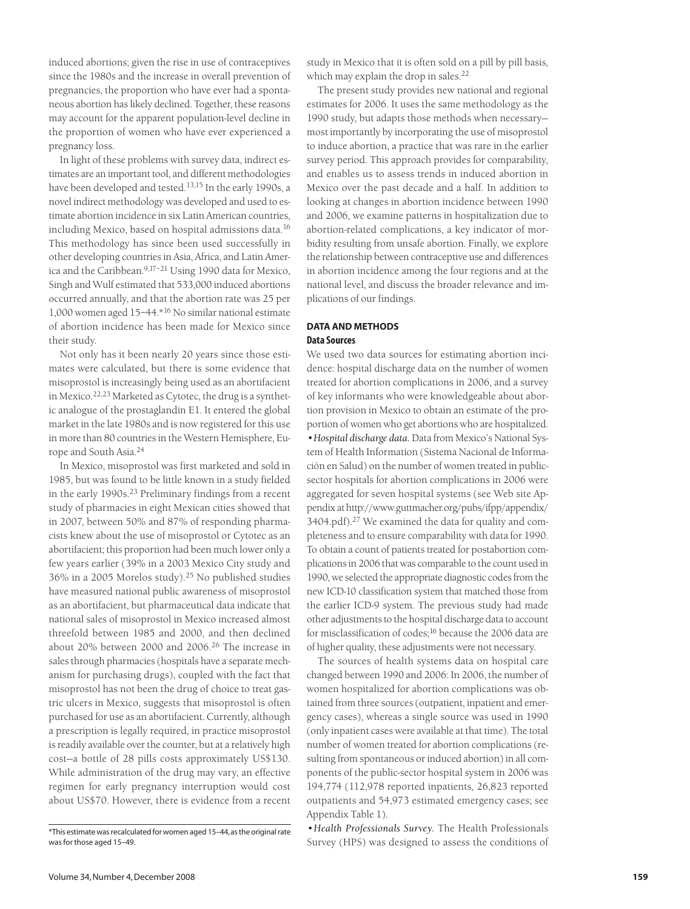induced abortions; given the rise in use of contraceptives since the 1980s and the increase in overall prevention of pregnancies, the proportion who have ever had a spontaneous abortion has likely declined. Together, these reasons may account for the apparent population-level decline in the proportion of women who have ever experienced a pregnancy loss.

In light of these problems with survey data, indirect estimates are an important tool, and different methodologies have been developed and tested.[13,15] In the early 1990s, a novel indirect methodology was developed and used to estimate abortion incidence in six Latin American countries, including Mexico, based on hospital admissions data.[16] This methodology has since been used successfully in other developing countries in Asia, Africa, and Latin America and the Caribbean.[9,17–21] Using 1990 data for Mexico, Singh and Wulf estimated that 533,000 induced abortions occurred annually, and that the abortion rate was 25 per 1,000 women aged 15–44.*[16] No similar national estimate of abortion incidence has been made for Mexico since their study.

Not only has it been nearly 20 years since those estimates were calculated, but there is some evidence that misoprostol is increasingly being used as an abortifacient in Mexico.[22,23] Marketed as Cytotec, the drug is a synthetic analogue of the prostaglandin E1. It entered the global market in the late 1980s and is now registered for this use in more than 80 countries in the Western Hemisphere, Europe and South Asia.[24]

In Mexico, misoprostol was first marketed and sold in 1985, but was found to be little known in a study fielded in the early 1990s.[23] Preliminary findings from a recent study of pharmacies in eight Mexican cities showed that in 2007, between 50% and 87% of responding pharmacists knew about the use of misoprostol or Cytotec as an abortifacient; this proportion had been much lower only a few years earlier (39% in a 2003 Mexico City study and 36% in a 2005 Morelos study).[25] No published studies have measured national public awareness of misoprostol as an abortifacient, but pharmaceutical data indicate that national sales of misoprostol in Mexico increased almost threefold between 1985 and 2000, and then declined about 20% between 2000 and 2006.[26] The increase in sales through pharmacies (hospitals have a separate mechanism for purchasing drugs), coupled with the fact that misoprostol has not been the drug of choice to treat gastric ulcers in Mexico, suggests that misoprostol is often purchased for use as an abortifacient. Currently, although a prescription is legally required, in practice misoprostol is readily available over the counter, but at a relatively high cost—a bottle of 28 pills costs approximately US$130. While administration of the drug may vary, an effective regimen for early pregnancy interruption would cost about US$70. However, there is evidence from a recent study in Mexico that it is often sold on a pill by pill basis, which may explain the drop in sales.[22]

The present study provides new national and regional estimates for 2006. It uses the same methodology as the 1990 study, but adapts those methods when necessary—most importantly by incorporating the use of misoprostol to induce abortion, a practice that was rare in the earlier survey period. This approach provides for comparability, and enables us to assess trends in induced abortion in Mexico over the past decade and a half. In addition to looking at changes in abortion incidence between 1990 and 2006, we examine patterns in hospitalization due to abortion-related complications, a key indicator of morbidity resulting from unsafe abortion. Finally, we explore the relationship between contraceptive use and differences in abortion incidence among the four regions and at the national level, and discuss the broader relevance and implications of our findings.

## DATA AND METHODS

### Data Sources

We used two data sources for estimating abortion incidence: hospital discharge data on the number of women treated for abortion complications in 2006, and a survey of key informants who were knowledgeable about abortion provision in Mexico to obtain an estimate of the proportion of women who get abortions who are hospitalized.

•*Hospital discharge data.* Data from Mexico's National System of Health Information (Sistema Nacional de Información en Salud) on the number of women treated in public-sector hospitals for abortion complications in 2006 were aggregated for seven hospital systems (see Web site Appendix at http://www.guttmacher.org/pubs/ifpp/appendix/3404.pdf).[27] We examined the data for quality and completeness and to ensure comparability with data for 1990. To obtain a count of patients treated for postabortion complications in 2006 that was comparable to the count used in 1990, we selected the appropriate diagnostic codes from the new ICD-10 classification system that matched those from the earlier ICD-9 system. The previous study had made other adjustments to the hospital discharge data to account for misclassification of codes;[16] because the 2006 data are of higher quality, these adjustments were not necessary.

The sources of health systems data on hospital care changed between 1990 and 2006: In 2006, the number of women hospitalized for abortion complications was obtained from three sources (outpatient, inpatient and emergency cases), whereas a single source was used in 1990 (only inpatient cases were available at that time). The total number of women treated for abortion complications (resulting from spontaneous or induced abortion) in all components of the public-sector hospital system in 2006 was 194,774 (112,978 reported inpatients, 26,823 reported outpatients and 54,973 estimated emergency cases; see Appendix Table 1).

•*Health Professionals Survey.* The Health Professionals Survey (HPS) was designed to assess the conditions of

*This estimate was recalculated for women aged 15–44, as the original rate was for those aged 15–49.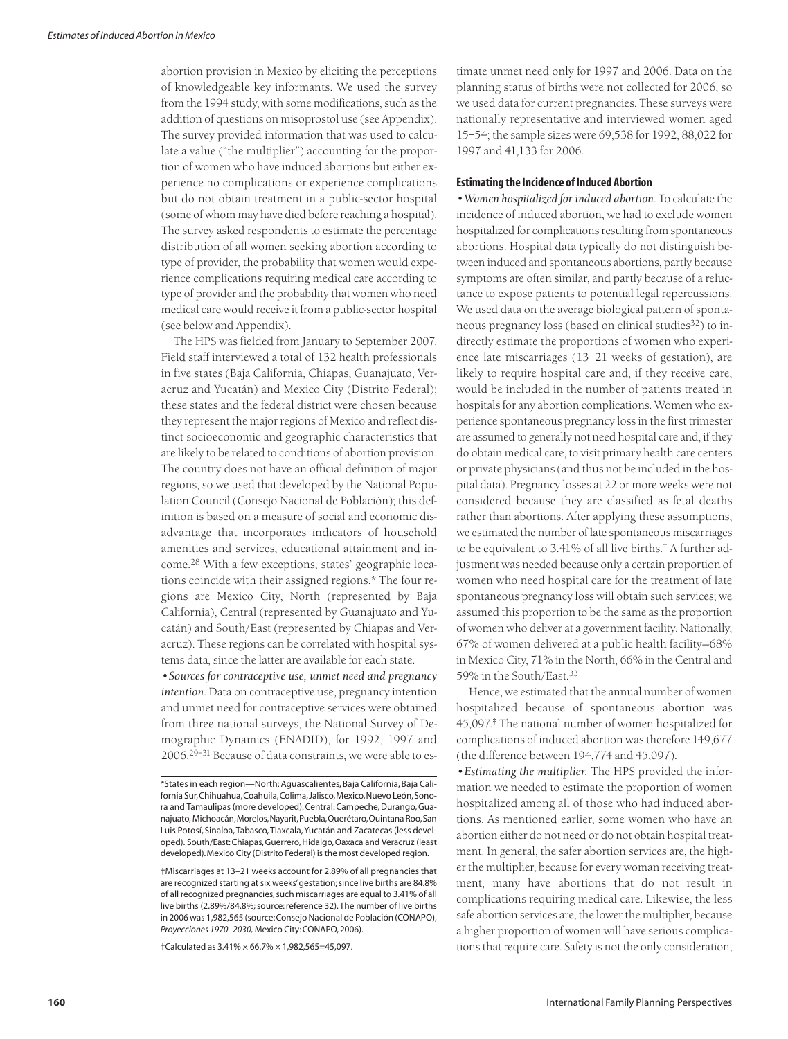abortion provision in Mexico by eliciting the perceptions of knowledgeable key informants. We used the survey from the 1994 study, with some modifications, such as the addition of questions on misoprostol use (see Appendix). The survey provided information that was used to calculate a value ("the multiplier") accounting for the proportion of women who have induced abortions but either experience no complications or experience complications but do not obtain treatment in a public-sector hospital (some of whom may have died before reaching a hospital). The survey asked respondents to estimate the percentage distribution of all women seeking abortion according to type of provider, the probability that women would experience complications requiring medical care according to type of provider and the probability that women who need medical care would receive it from a public-sector hospital (see below and Appendix).

The HPS was fielded from January to September 2007. Field staff interviewed a total of 132 health professionals in five states (Baja California, Chiapas, Guanajuato, Veracruz and Yucatán) and Mexico City (Distrito Federal); these states and the federal district were chosen because they represent the major regions of Mexico and reflect distinct socioeconomic and geographic characteristics that are likely to be related to conditions of abortion provision. The country does not have an official definition of major regions, so we used that developed by the National Population Council (Consejo Nacional de Población); this definition is based on a measure of social and economic disadvantage that incorporates indicators of household amenities and services, educational attainment and income.[28] With a few exceptions, states' geographic locations coincide with their assigned regions.* The four regions are Mexico City, North (represented by Baja California), Central (represented by Guanajuato and Yucatán) and South/East (represented by Chiapas and Veracruz). These regions can be correlated with hospital systems data, since the latter are available for each state.

• *Sources for contraceptive use, unmet need and pregnancy intention.* Data on contraceptive use, pregnancy intention and unmet need for contraceptive services were obtained from three national surveys, the National Survey of Demographic Dynamics (ENADID), for 1992, 1997 and 2006.[29–31] Because of data constraints, we were able to estimate unmet need only for 1997 and 2006. Data on the planning status of births were not collected for 2006, so we used data for current pregnancies. These surveys were nationally representative and interviewed women aged 15–54; the sample sizes were 69,538 for 1992, 88,022 for 1997 and 41,133 for 2006.

### Estimating the Incidence of Induced Abortion

• *Women hospitalized for induced abortion.* To calculate the incidence of induced abortion, we had to exclude women hospitalized for complications resulting from spontaneous abortions. Hospital data typically do not distinguish between induced and spontaneous abortions, partly because symptoms are often similar, and partly because of a reluctance to expose patients to potential legal repercussions. We used data on the average biological pattern of spontaneous pregnancy loss (based on clinical studies[32]) to indirectly estimate the proportions of women who experience late miscarriages (13–21 weeks of gestation), are likely to require hospital care and, if they receive care, would be included in the number of patients treated in hospitals for any abortion complications. Women who experience spontaneous pregnancy loss in the first trimester are assumed to generally not need hospital care and, if they do obtain medical care, to visit primary health care centers or private physicians (and thus not be included in the hospital data). Pregnancy losses at 22 or more weeks were not considered because they are classified as fetal deaths rather than abortions. After applying these assumptions, we estimated the number of late spontaneous miscarriages to be equivalent to 3.41% of all live births.† A further adjustment was needed because only a certain proportion of women who need hospital care for the treatment of late spontaneous pregnancy loss will obtain such services; we assumed this proportion to be the same as the proportion of women who deliver at a government facility. Nationally, 67% of women delivered at a public health facility—68% in Mexico City, 71% in the North, 66% in the Central and 59% in the South/East.[33]

Hence, we estimated that the annual number of women hospitalized because of spontaneous abortion was 45,097.‡ The national number of women hospitalized for complications of induced abortion was therefore 149,677 (the difference between 194,774 and 45,097).

• *Estimating the multiplier.* The HPS provided the information we needed to estimate the proportion of women hospitalized among all of those who had induced abortions. As mentioned earlier, some women who have an abortion either do not need or do not obtain hospital treatment. In general, the safer abortion services are, the higher the multiplier, because for every woman receiving treatment, many have abortions that do not result in complications requiring medical care. Likewise, the less safe abortion services are, the lower the multiplier, because a higher proportion of women will have serious complications that require care. Safety is not the only consideration,

---

*States in each region—North: Aguascalientes, Baja California, Baja California Sur, Chihuahua, Coahuila, Colima, Jalisco, Mexico, Nuevo León, Sonora and Tamaulipas (more developed). Central: Campeche, Durango, Guanajuato, Michoacán, Morelos, Nayarit, Puebla, Querétaro, Quintana Roo, San Luis Potosí, Sinaloa, Tabasco, Tlaxcala, Yucatán and Zacatecas (less developed). South/East: Chiapas, Guerrero, Hidalgo, Oaxaca and Veracruz (least developed). Mexico City (Distrito Federal) is the most developed region.

†Miscarriages at 13–21 weeks account for 2.89% of all pregnancies that are recognized starting at six weeks' gestation; since live births are 84.8% of all recognized pregnancies, such miscarriages are equal to 3.41% of all live births (2.89%/84.8%; source: reference 32). The number of live births in 2006 was 1,982,565 (source: Consejo Nacional de Población (CONAPO), *Proyecciones 1970–2030,* Mexico City: CONAPO, 2006).

‡Calculated as 3.41% × 66.7% × 1,982,565=45,097.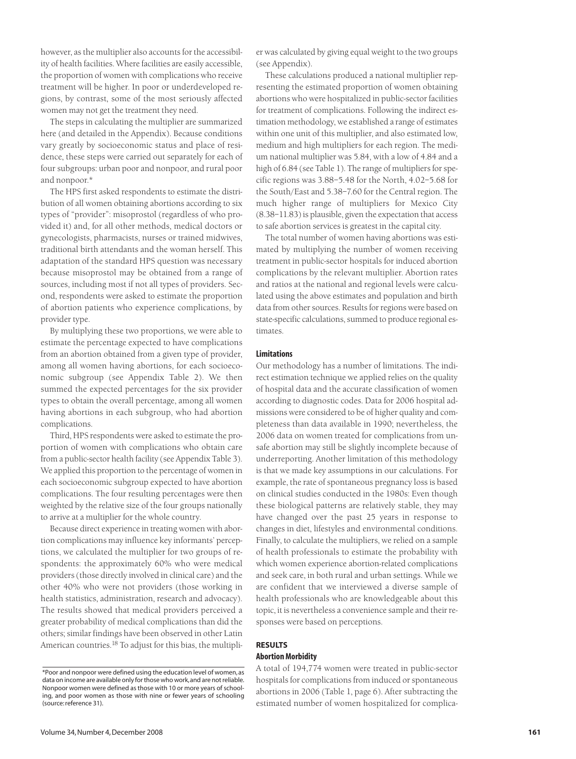however, as the multiplier also accounts for the accessibility of health facilities. Where facilities are easily accessible, the proportion of women with complications who receive treatment will be higher. In poor or underdeveloped regions, by contrast, some of the most seriously affected women may not get the treatment they need.

The steps in calculating the multiplier are summarized here (and detailed in the Appendix). Because conditions vary greatly by socioeconomic status and place of residence, these steps were carried out separately for each of four subgroups: urban poor and nonpoor, and rural poor and nonpoor.*

The HPS first asked respondents to estimate the distribution of all women obtaining abortions according to six types of "provider": misoprostol (regardless of who provided it) and, for all other methods, medical doctors or gynecologists, pharmacists, nurses or trained midwives, traditional birth attendants and the woman herself. This adaptation of the standard HPS question was necessary because misoprostol may be obtained from a range of sources, including most if not all types of providers. Second, respondents were asked to estimate the proportion of abortion patients who experience complications, by provider type.

By multiplying these two proportions, we were able to estimate the percentage expected to have complications from an abortion obtained from a given type of provider, among all women having abortions, for each socioeconomic subgroup (see Appendix Table 2). We then summed the expected percentages for the six provider types to obtain the overall percentage, among all women having abortions in each subgroup, who had abortion complications.

Third, HPS respondents were asked to estimate the proportion of women with complications who obtain care from a public-sector health facility (see Appendix Table 3). We applied this proportion to the percentage of women in each socioeconomic subgroup expected to have abortion complications. The four resulting percentages were then weighted by the relative size of the four groups nationally to arrive at a multiplier for the whole country.

Because direct experience in treating women with abortion complications may influence key informants' perceptions, we calculated the multiplier for two groups of respondents: the approximately 60% who were medical providers (those directly involved in clinical care) and the other 40% who were not providers (those working in health statistics, administration, research and advocacy). The results showed that medical providers perceived a greater probability of medical complications than did the others; similar findings have been observed in other Latin American countries.[18] To adjust for this bias, the multiplier was calculated by giving equal weight to the two groups (see Appendix).

These calculations produced a national multiplier representing the estimated proportion of women obtaining abortions who were hospitalized in public-sector facilities for treatment of complications. Following the indirect estimation methodology, we established a range of estimates within one unit of this multiplier, and also estimated low, medium and high multipliers for each region. The medium national multiplier was 5.84, with a low of 4.84 and a high of 6.84 (see Table 1). The range of multipliers for specific regions was 3.88–5.48 for the North, 4.02–5.68 for the South/East and 5.38–7.60 for the Central region. The much higher range of multipliers for Mexico City (8.38–11.83) is plausible, given the expectation that access to safe abortion services is greatest in the capital city.

The total number of women having abortions was estimated by multiplying the number of women receiving treatment in public-sector hospitals for induced abortion complications by the relevant multiplier. Abortion rates and ratios at the national and regional levels were calculated using the above estimates and population and birth data from other sources. Results for regions were based on state-specific calculations, summed to produce regional estimates.

### Limitations

Our methodology has a number of limitations. The indirect estimation technique we applied relies on the quality of hospital data and the accurate classification of women according to diagnostic codes. Data for 2006 hospital admissions were considered to be of higher quality and completeness than data available in 1990; nevertheless, the 2006 data on women treated for complications from unsafe abortion may still be slightly incomplete because of underreporting. Another limitation of this methodology is that we made key assumptions in our calculations. For example, the rate of spontaneous pregnancy loss is based on clinical studies conducted in the 1980s: Even though these biological patterns are relatively stable, they may have changed over the past 25 years in response to changes in diet, lifestyles and environmental conditions. Finally, to calculate the multipliers, we relied on a sample of health professionals to estimate the probability with which women experience abortion-related complications and seek care, in both rural and urban settings. While we are confident that we interviewed a diverse sample of health professionals who are knowledgeable about this topic, it is nevertheless a convenience sample and their responses were based on perceptions.

## RESULTS

### Abortion Morbidity

A total of 194,774 women were treated in public-sector hospitals for complications from induced or spontaneous abortions in 2006 (Table 1, page 6). After subtracting the estimated number of women hospitalized for complica-

*Poor and nonpoor were defined using the education level of women, as data on income are available only for those who work, and are not reliable. Nonpoor women were defined as those with 10 or more years of schooling, and poor women as those with nine or fewer years of schooling (source: reference 31).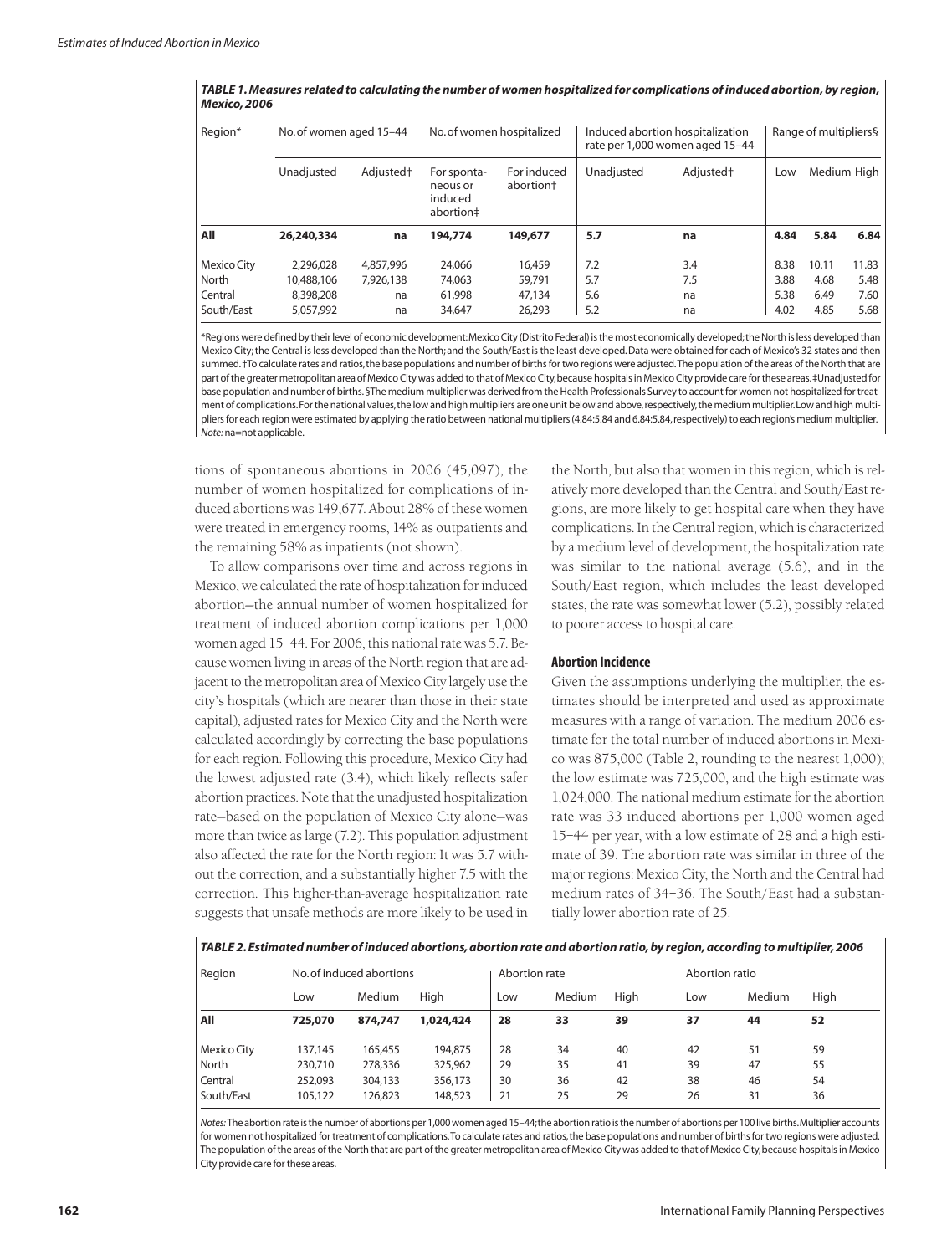**TABLE 1. Measures related to calculating the number of women hospitalized for complications of induced abortion, by region, Mexico, 2006**

| Region* | No. of women aged 15–44 | | No. of women hospitalized | | Induced abortion hospitalization rate per 1,000 women aged 15–44 | | Range of multipliers§ | | |
|---|---|---|---|---|---|---|---|---|---|
| | Unadjusted | Adjusted† | For spontaneous or induced abortion‡ | For induced abortion† | Unadjusted | Adjusted† | Low | Medium | High |
| **All** | **26,240,334** | **na** | **194,774** | **149,677** | **5.7** | **na** | **4.84** | **5.84** | **6.84** |
| Mexico City | 2,296,028 | 4,857,996 | 24,066 | 16,459 | 7.2 | 3.4 | 8.38 | 10.11 | 11.83 |
| North | 10,488,106 | 7,926,138 | 74,063 | 59,791 | 5.7 | 7.5 | 3.88 | 4.68 | 5.48 |
| Central | 8,398,208 | na | 61,998 | 47,134 | 5.6 | na | 5.38 | 6.49 | 7.60 |
| South/East | 5,057,992 | na | 34,647 | 26,293 | 5.2 | na | 4.02 | 4.85 | 5.68 |

*Regions were defined by their level of economic development: Mexico City (Distrito Federal) is the most economically developed; the North is less developed than Mexico City; the Central is less developed than the North; and the South/East is the least developed. Data were obtained for each of Mexico's 32 states and then summed. †To calculate rates and ratios, the base populations and number of births for two regions were adjusted. The population of the areas of the North that are part of the greater metropolitan area of Mexico City was added to that of Mexico City, because hospitals in Mexico City provide care for these areas. ‡Unadjusted for base population and number of births. §The medium multiplier was derived from the Health Professionals Survey to account for women not hospitalized for treatment of complications. For the national values, the low and high multipliers are one unit below and above, respectively, the medium multiplier. Low and high multipliers for each region were estimated by applying the ratio between national multipliers (4.84:5.84 and 6.84:5.84, respectively) to each region's medium multiplier. *Note:* na=not applicable.

tions of spontaneous abortions in 2006 (45,097), the number of women hospitalized for complications of induced abortions was 149,677. About 28% of these women were treated in emergency rooms, 14% as outpatients and the remaining 58% as inpatients (not shown).

To allow comparisons over time and across regions in Mexico, we calculated the rate of hospitalization for induced abortion—the annual number of women hospitalized for treatment of induced abortion complications per 1,000 women aged 15–44. For 2006, this national rate was 5.7. Because women living in areas of the North region that are adjacent to the metropolitan area of Mexico City largely use the city's hospitals (which are nearer than those in their state capital), adjusted rates for Mexico City and the North were calculated accordingly by correcting the base populations for each region. Following this procedure, Mexico City had the lowest adjusted rate (3.4), which likely reflects safer abortion practices. Note that the unadjusted hospitalization rate—based on the population of Mexico City alone—was more than twice as large (7.2). This population adjustment also affected the rate for the North region: It was 5.7 without the correction, and a substantially higher 7.5 with the correction. This higher-than-average hospitalization rate suggests that unsafe methods are more likely to be used in the North, but also that women in this region, which is relatively more developed than the Central and South/East regions, are more likely to get hospital care when they have complications. In the Central region, which is characterized by a medium level of development, the hospitalization rate was similar to the national average (5.6), and in the South/East region, which includes the least developed states, the rate was somewhat lower (5.2), possibly related to poorer access to hospital care.

### Abortion Incidence

Given the assumptions underlying the multiplier, the estimates should be interpreted and used as approximate measures with a range of variation. The medium 2006 estimate for the total number of induced abortions in Mexico was 875,000 (Table 2, rounding to the nearest 1,000); the low estimate was 725,000, and the high estimate was 1,024,000. The national medium estimate for the abortion rate was 33 induced abortions per 1,000 women aged 15–44 per year, with a low estimate of 28 and a high estimate of 39. The abortion rate was similar in three of the major regions: Mexico City, the North and the Central had medium rates of 34–36. The South/East had a substantially lower abortion rate of 25.

**TABLE 2. Estimated number of induced abortions, abortion rate and abortion ratio, by region, according to multiplier, 2006**

| Region | No. of induced abortions | | | Abortion rate | | | Abortion ratio | | |
|---|---|---|---|---|---|---|---|---|---|
| | Low | Medium | High | Low | Medium | High | Low | Medium | High |
| **All** | **725,070** | **874,747** | **1,024,424** | **28** | **33** | **39** | **37** | **44** | **52** |
| Mexico City | 137,145 | 165,455 | 194,875 | 28 | 34 | 40 | 42 | 51 | 59 |
| North | 230,710 | 278,336 | 325,962 | 29 | 35 | 41 | 39 | 47 | 55 |
| Central | 252,093 | 304,133 | 356,173 | 30 | 36 | 42 | 38 | 46 | 54 |
| South/East | 105,122 | 126,823 | 148,523 | 21 | 25 | 29 | 26 | 31 | 36 |

*Notes:* The abortion rate is the number of abortions per 1,000 women aged 15–44; the abortion ratio is the number of abortions per 100 live births. Multiplier accounts for women not hospitalized for treatment of complications. To calculate rates and ratios, the base populations and number of births for two regions were adjusted. The population of the areas of the North that are part of the greater metropolitan area of Mexico City was added to that of Mexico City, because hospitals in Mexico City provide care for these areas.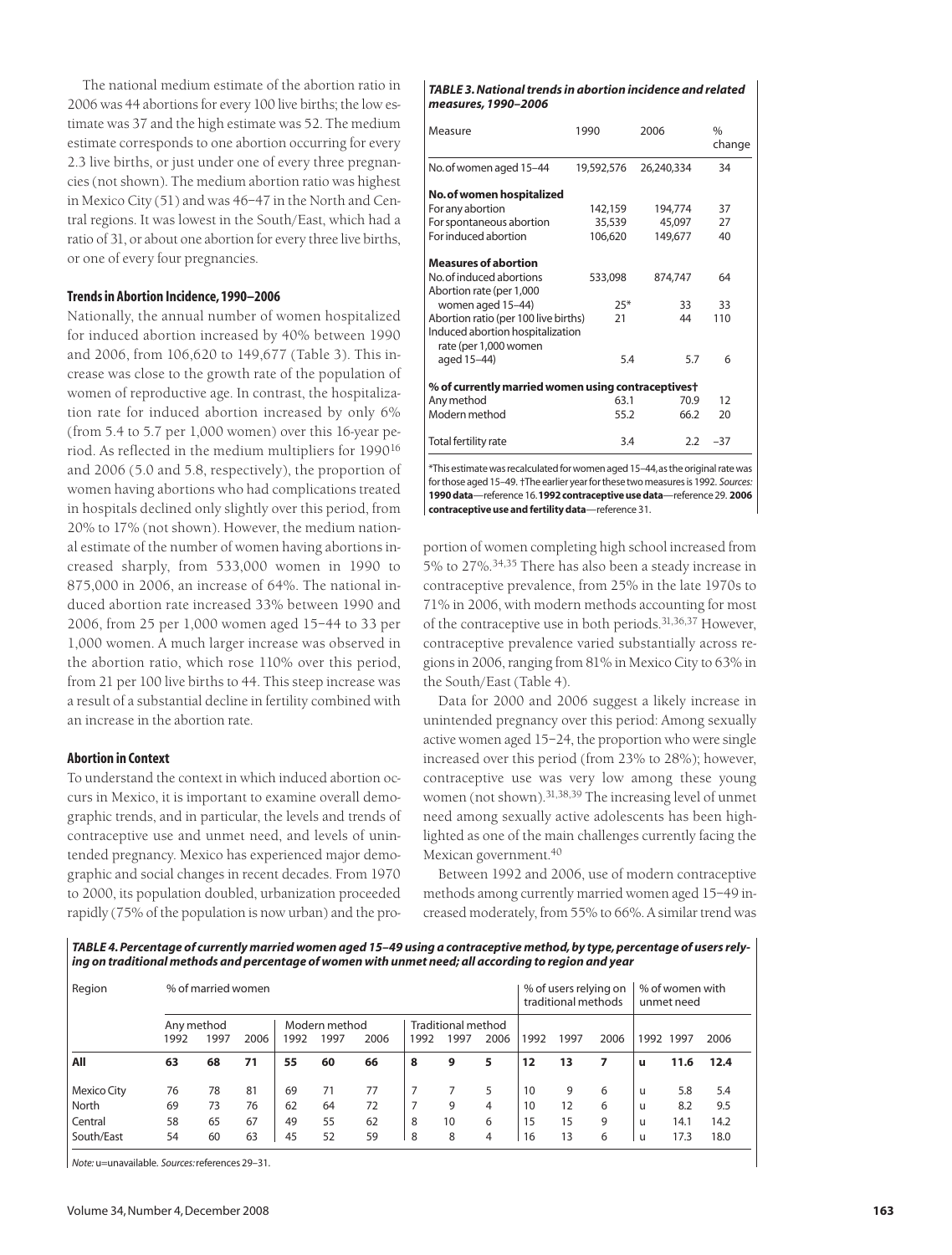The national medium estimate of the abortion ratio in 2006 was 44 abortions for every 100 live births; the low estimate was 37 and the high estimate was 52. The medium estimate corresponds to one abortion occurring for every 2.3 live births, or just under one of every three pregnancies (not shown). The medium abortion ratio was highest in Mexico City (51) and was 46–47 in the North and Central regions. It was lowest in the South/East, which had a ratio of 31, or about one abortion for every three live births, or one of every four pregnancies.

### Trends in Abortion Incidence, 1990–2006

Nationally, the annual number of women hospitalized for induced abortion increased by 40% between 1990 and 2006, from 106,620 to 149,677 (Table 3). This increase was close to the growth rate of the population of women of reproductive age. In contrast, the hospitalization rate for induced abortion increased by only 6% (from 5.4 to 5.7 per 1,000 women) over this 16-year period. As reflected in the medium multipliers for 1990[16] and 2006 (5.0 and 5.8, respectively), the proportion of women having abortions who had complications treated in hospitals declined only slightly over this period, from 20% to 17% (not shown). However, the medium national estimate of the number of women having abortions increased sharply, from 533,000 women in 1990 to 875,000 in 2006, an increase of 64%. The national induced abortion rate increased 33% between 1990 and 2006, from 25 per 1,000 women aged 15–44 to 33 per 1,000 women. A much larger increase was observed in the abortion ratio, which rose 110% over this period, from 21 per 100 live births to 44. This steep increase was a result of a substantial decline in fertility combined with an increase in the abortion rate.

***TABLE 3. National trends in abortion incidence and related measures, 1990–2006***

| Measure | 1990 | 2006 | % change |
|---|---|---|---|
| No. of women aged 15–44 | 19,592,576 | 26,240,334 | 34 |
| **No. of women hospitalized** | | | |
| For any abortion | 142,159 | 194,774 | 37 |
| For spontaneous abortion | 35,539 | 45,097 | 27 |
| For induced abortion | 106,620 | 149,677 | 40 |
| **Measures of abortion** | | | |
| No. of induced abortions | 533,098 | 874,747 | 64 |
| Abortion rate (per 1,000 women aged 15–44) | 25* | 33 | 33 |
| Abortion ratio (per 100 live births) | 21 | 44 | 110 |
| Induced abortion hospitalization rate (per 1,000 women aged 15–44) | 5.4 | 5.7 | 6 |
| **% of currently married women using contraceptives†** | | | |
| Any method | 63.1 | 70.9 | 12 |
| Modern method | 55.2 | 66.2 | 20 |
| Total fertility rate | 3.4 | 2.2 | –37 |

*This estimate was recalculated for women aged 15–44, as the original rate was for those aged 15–49. †The earlier year for these two measures is 1992. *Sources:* **1990 data**—reference 16. **1992 contraceptive use data**—reference 29. **2006 contraceptive use and fertility data**—reference 31.

### Abortion in Context

To understand the context in which induced abortion occurs in Mexico, it is important to examine overall demographic trends, and in particular, the levels and trends of contraceptive use and unmet need, and levels of unintended pregnancy. Mexico has experienced major demographic and social changes in recent decades. From 1970 to 2000, its population doubled, urbanization proceeded rapidly (75% of the population is now urban) and the proportion of women completing high school increased from 5% to 27%.[34,35] There has also been a steady increase in contraceptive prevalence, from 25% in the late 1970s to 71% in 2006, with modern methods accounting for most of the contraceptive use in both periods.[31,36,37] However, contraceptive prevalence varied substantially across regions in 2006, ranging from 81% in Mexico City to 63% in the South/East (Table 4).

Data for 2000 and 2006 suggest a likely increase in unintended pregnancy over this period: Among sexually active women aged 15–24, the proportion who were single increased over this period (from 23% to 28%); however, contraceptive use was very low among these young women (not shown).[31,38,39] The increasing level of unmet need among sexually active adolescents has been highlighted as one of the main challenges currently facing the Mexican government.[40]

Between 1992 and 2006, use of modern contraceptive methods among currently married women aged 15–49 increased moderately, from 55% to 66%. A similar trend was

***TABLE 4. Percentage of currently married women aged 15–49 using a contraceptive method, by type, percentage of users relying on traditional methods and percentage of women with unmet need; all according to region and year***

| Region | % of married women | | | | | | | | | % of users relying on traditional methods | | | % of women with unmet need | | |
|---|---|---|---|---|---|---|---|---|---|---|---|---|---|---|---|
| | Any method | | | Modern method | | | Traditional method | | | | | | | | |
| | 1992 | 1997 | 2006 | 1992 | 1997 | 2006 | 1992 | 1997 | 2006 | 1992 | 1997 | 2006 | 1992 | 1997 | 2006 |
| **All** | **63** | **68** | **71** | **55** | **60** | **66** | **8** | **9** | **5** | **12** | **13** | **7** | **u** | **11.6** | **12.4** |
| Mexico City | 76 | 78 | 81 | 69 | 71 | 77 | 7 | 7 | 5 | 10 | 9 | 6 | u | 5.8 | 5.4 |
| North | 69 | 73 | 76 | 62 | 64 | 72 | 7 | 9 | 4 | 10 | 12 | 6 | u | 8.2 | 9.5 |
| Central | 58 | 65 | 67 | 49 | 55 | 62 | 8 | 10 | 6 | 15 | 15 | 9 | u | 14.1 | 14.2 |
| South/East | 54 | 60 | 63 | 45 | 52 | 59 | 8 | 8 | 4 | 16 | 13 | 6 | u | 17.3 | 18.0 |

*Note:* u=unavailable. *Sources:* references 29–31.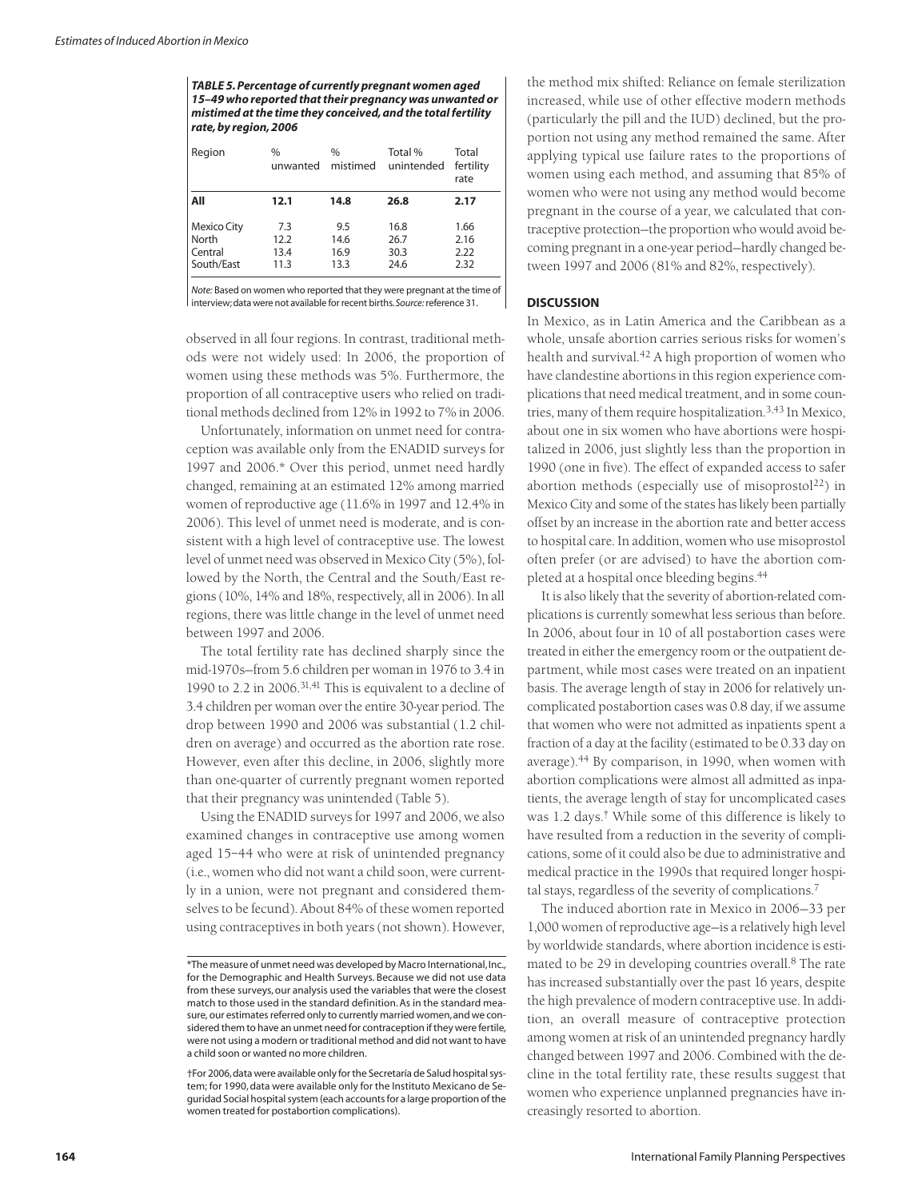**TABLE 5. Percentage of currently pregnant women aged 15–49 who reported that their pregnancy was unwanted or mistimed at the time they conceived, and the total fertility rate, by region, 2006**

| Region | % unwanted | % mistimed | Total % unintended | Total fertility rate |
|---|---|---|---|---|
| **All** | **12.1** | **14.8** | **26.8** | **2.17** |
| Mexico City | 7.3 | 9.5 | 16.8 | 1.66 |
| North | 12.2 | 14.6 | 26.7 | 2.16 |
| Central | 13.4 | 16.9 | 30.3 | 2.22 |
| South/East | 11.3 | 13.3 | 24.6 | 2.32 |

*Note:* Based on women who reported that they were pregnant at the time of interview; data were not available for recent births. *Source:* reference 31.

observed in all four regions. In contrast, traditional methods were not widely used: In 2006, the proportion of women using these methods was 5%. Furthermore, the proportion of all contraceptive users who relied on traditional methods declined from 12% in 1992 to 7% in 2006.

Unfortunately, information on unmet need for contraception was available only from the ENADID surveys for 1997 and 2006.* Over this period, unmet need hardly changed, remaining at an estimated 12% among married women of reproductive age (11.6% in 1997 and 12.4% in 2006). This level of unmet need is moderate, and is consistent with a high level of contraceptive use. The lowest level of unmet need was observed in Mexico City (5%), followed by the North, the Central and the South/East regions (10%, 14% and 18%, respectively, all in 2006). In all regions, there was little change in the level of unmet need between 1997 and 2006.

The total fertility rate has declined sharply since the mid-1970s—from 5.6 children per woman in 1976 to 3.4 in 1990 to 2.2 in 2006.[31,41] This is equivalent to a decline of 3.4 children per woman over the entire 30-year period. The drop between 1990 and 2006 was substantial (1.2 children on average) and occurred as the abortion rate rose. However, even after this decline, in 2006, slightly more than one-quarter of currently pregnant women reported that their pregnancy was unintended (Table 5).

Using the ENADID surveys for 1997 and 2006, we also examined changes in contraceptive use among women aged 15–44 who were at risk of unintended pregnancy (i.e., women who did not want a child soon, were currently in a union, were not pregnant and considered themselves to be fecund). About 84% of these women reported using contraceptives in both years (not shown). However, the method mix shifted: Reliance on female sterilization increased, while use of other effective modern methods (particularly the pill and the IUD) declined, but the proportion not using any method remained the same. After applying typical use failure rates to the proportions of women using each method, and assuming that 85% of women who were not using any method would become pregnant in the course of a year, we calculated that contraceptive protection—the proportion who would avoid becoming pregnant in a one-year period—hardly changed between 1997 and 2006 (81% and 82%, respectively).

## DISCUSSION

In Mexico, as in Latin America and the Caribbean as a whole, unsafe abortion carries serious risks for women's health and survival.[42] A high proportion of women who have clandestine abortions in this region experience complications that need medical treatment, and in some countries, many of them require hospitalization.[3,43] In Mexico, about one in six women who have abortions were hospitalized in 2006, just slightly less than the proportion in 1990 (one in five). The effect of expanded access to safer abortion methods (especially use of misoprostol[22]) in Mexico City and some of the states has likely been partially offset by an increase in the abortion rate and better access to hospital care. In addition, women who use misoprostol often prefer (or are advised) to have the abortion completed at a hospital once bleeding begins.[44]

It is also likely that the severity of abortion-related complications is currently somewhat less serious than before. In 2006, about four in 10 of all postabortion cases were treated in either the emergency room or the outpatient department, while most cases were treated on an inpatient basis. The average length of stay in 2006 for relatively uncomplicated postabortion cases was 0.8 day, if we assume that women who were not admitted as inpatients spent a fraction of a day at the facility (estimated to be 0.33 day on average).[44] By comparison, in 1990, when women with abortion complications were almost all admitted as inpatients, the average length of stay for uncomplicated cases was 1.2 days.† While some of this difference is likely to have resulted from a reduction in the severity of complications, some of it could also be due to administrative and medical practice in the 1990s that required longer hospital stays, regardless of the severity of complications.[7]

The induced abortion rate in Mexico in 2006—33 per 1,000 women of reproductive age—is a relatively high level by worldwide standards, where abortion incidence is estimated to be 29 in developing countries overall.[8] The rate has increased substantially over the past 16 years, despite the high prevalence of modern contraceptive use. In addition, an overall measure of contraceptive protection among women at risk of an unintended pregnancy hardly changed between 1997 and 2006. Combined with the decline in the total fertility rate, these results suggest that women who experience unplanned pregnancies have increasingly resorted to abortion.

*The measure of unmet need was developed by Macro International, Inc., for the Demographic and Health Surveys. Because we did not use data from these surveys, our analysis used the variables that were the closest match to those used in the standard definition. As in the standard measure, our estimates referred only to currently married women, and we considered them to have an unmet need for contraception if they were fertile, were not using a modern or traditional method and did not want to have a child soon or wanted no more children.

†For 2006, data were available only for the Secretaría de Salud hospital system; for 1990, data were available only for the Instituto Mexicano de Seguridad Social hospital system (each accounts for a large proportion of the women treated for postabortion complications).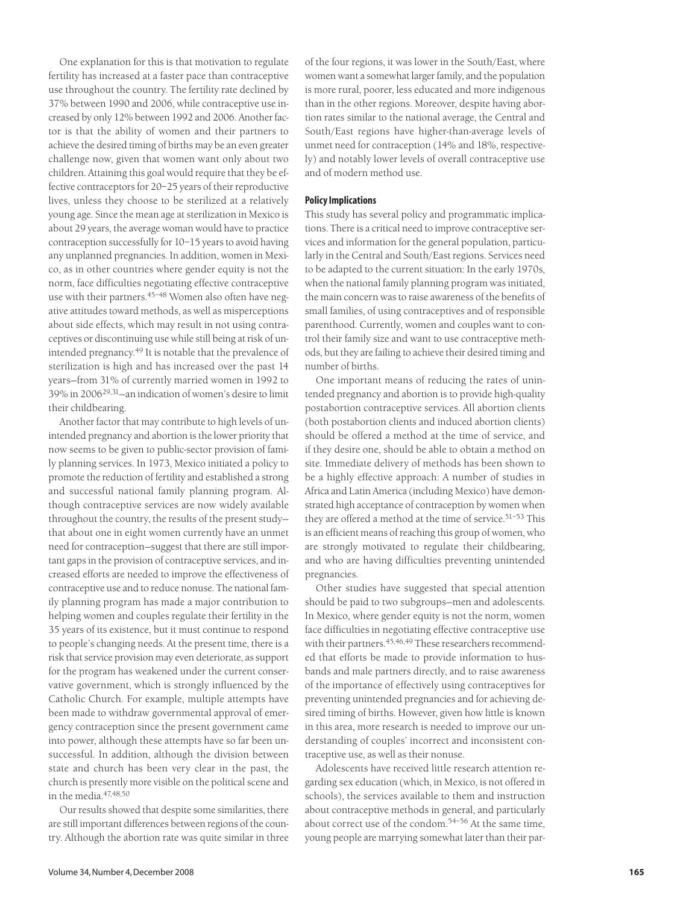One explanation for this is that motivation to regulate fertility has increased at a faster pace than contraceptive use throughout the country. The fertility rate declined by 37% between 1990 and 2006, while contraceptive use increased by only 12% between 1992 and 2006. Another factor is that the ability of women and their partners to achieve the desired timing of births may be an even greater challenge now, given that women want only about two children. Attaining this goal would require that they be effective contraceptors for 20–25 years of their reproductive lives, unless they choose to be sterilized at a relatively young age. Since the mean age at sterilization in Mexico is about 29 years, the average woman would have to practice contraception successfully for 10–15 years to avoid having any unplanned pregnancies. In addition, women in Mexico, as in other countries where gender equity is not the norm, face difficulties negotiating effective contraceptive use with their partners.[45–48] Women also often have negative attitudes toward methods, as well as misperceptions about side effects, which may result in not using contraceptives or discontinuing use while still being at risk of unintended pregnancy.[49] It is notable that the prevalence of sterilization is high and has increased over the past 14 years—from 31% of currently married women in 1992 to 39% in 2006[29,31]—an indication of women's desire to limit their childbearing.

Another factor that may contribute to high levels of unintended pregnancy and abortion is the lower priority that now seems to be given to public-sector provision of family planning services. In 1973, Mexico initiated a policy to promote the reduction of fertility and established a strong and successful national family planning program. Although contraceptive services are now widely available throughout the country, the results of the present study—that about one in eight women currently have an unmet need for contraception—suggest that there are still important gaps in the provision of contraceptive services, and increased efforts are needed to improve the effectiveness of contraceptive use and to reduce nonuse. The national family planning program has made a major contribution to helping women and couples regulate their fertility in the 35 years of its existence, but it must continue to respond to people's changing needs. At the present time, there is a risk that service provision may even deteriorate, as support for the program has weakened under the current conservative government, which is strongly influenced by the Catholic Church. For example, multiple attempts have been made to withdraw governmental approval of emergency contraception since the present government came into power, although these attempts have so far been unsuccessful. In addition, although the division between state and church has been very clear in the past, the church is presently more visible on the political scene and in the media.[47,48,50]

Our results showed that despite some similarities, there are still important differences between regions of the country. Although the abortion rate was quite similar in three of the four regions, it was lower in the South/East, where women want a somewhat larger family, and the population is more rural, poorer, less educated and more indigenous than in the other regions. Moreover, despite having abortion rates similar to the national average, the Central and South/East regions have higher-than-average levels of unmet need for contraception (14% and 18%, respectively) and notably lower levels of overall contraceptive use and of modern method use.

## Policy Implications

This study has several policy and programmatic implications. There is a critical need to improve contraceptive services and information for the general population, particularly in the Central and South/East regions. Services need to be adapted to the current situation: In the early 1970s, when the national family planning program was initiated, the main concern was to raise awareness of the benefits of small families, of using contraceptives and of responsible parenthood. Currently, women and couples want to control their family size and want to use contraceptive methods, but they are failing to achieve their desired timing and number of births.

One important means of reducing the rates of unintended pregnancy and abortion is to provide high-quality postabortion contraceptive services. All abortion clients (both postabortion clients and induced abortion clients) should be offered a method at the time of service, and if they desire one, should be able to obtain a method on site. Immediate delivery of methods has been shown to be a highly effective approach: A number of studies in Africa and Latin America (including Mexico) have demonstrated high acceptance of contraception by women when they are offered a method at the time of service.[51–53] This is an efficient means of reaching this group of women, who are strongly motivated to regulate their childbearing, and who are having difficulties preventing unintended pregnancies.

Other studies have suggested that special attention should be paid to two subgroups—men and adolescents. In Mexico, where gender equity is not the norm, women face difficulties in negotiating effective contraceptive use with their partners.[45,46,49] These researchers recommended that efforts be made to provide information to husbands and male partners directly, and to raise awareness of the importance of effectively using contraceptives for preventing unintended pregnancies and for achieving desired timing of births. However, given how little is known in this area, more research is needed to improve our understanding of couples' incorrect and inconsistent contraceptive use, as well as their nonuse.

Adolescents have received little research attention regarding sex education (which, in Mexico, is not offered in schools), the services available to them and instruction about contraceptive methods in general, and particularly about correct use of the condom.[54–56] At the same time, young people are marrying somewhat later than their par-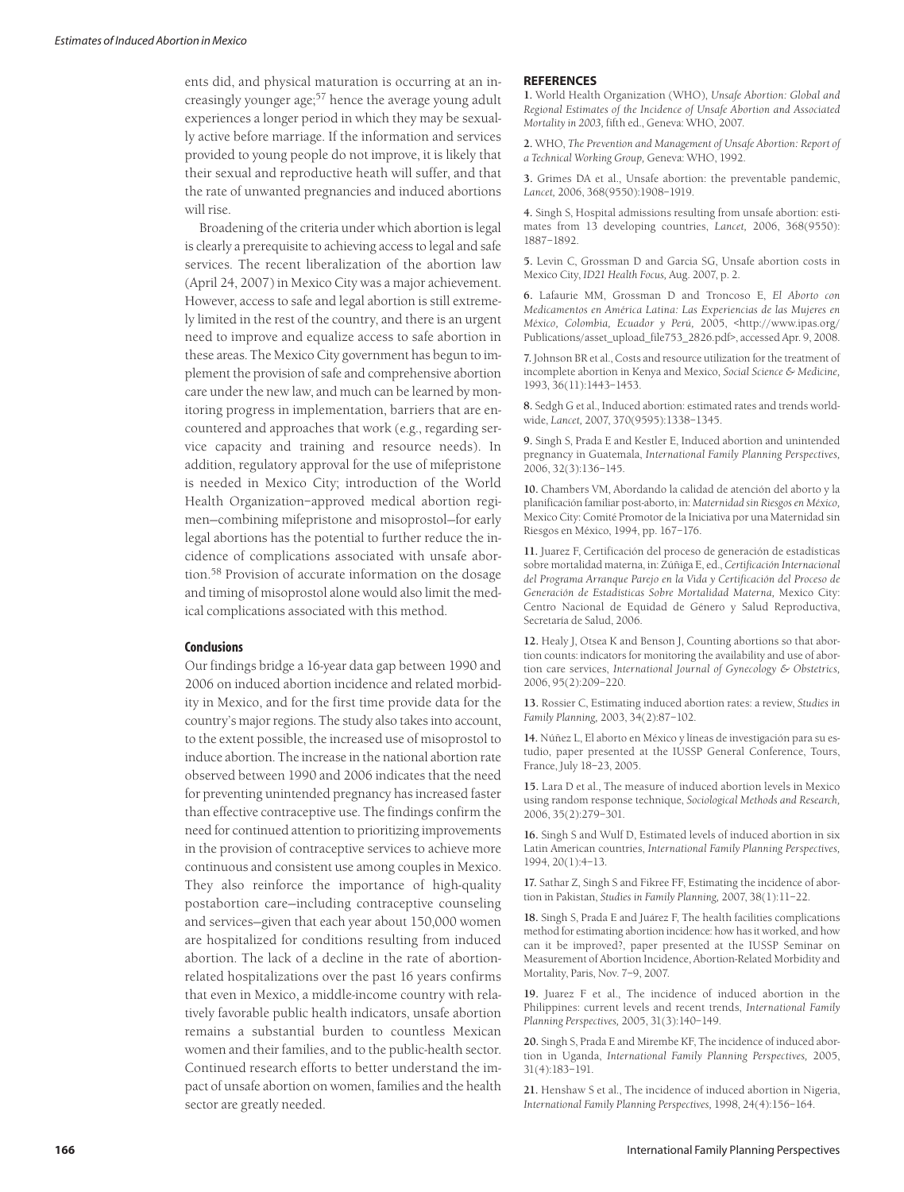ents did, and physical maturation is occurring at an increasingly younger age;[57] hence the average young adult experiences a longer period in which they may be sexually active before marriage. If the information and services provided to young people do not improve, it is likely that their sexual and reproductive heath will suffer, and that the rate of unwanted pregnancies and induced abortions will rise.

Broadening of the criteria under which abortion is legal is clearly a prerequisite to achieving access to legal and safe services. The recent liberalization of the abortion law (April 24, 2007) in Mexico City was a major achievement. However, access to safe and legal abortion is still extremely limited in the rest of the country, and there is an urgent need to improve and equalize access to safe abortion in these areas. The Mexico City government has begun to implement the provision of safe and comprehensive abortion care under the new law, and much can be learned by monitoring progress in implementation, barriers that are encountered and approaches that work (e.g., regarding service capacity and training and resource needs). In addition, regulatory approval for the use of mifepristone is needed in Mexico City; introduction of the World Health Organization–approved medical abortion regimen—combining mifepristone and misoprostol—for early legal abortions has the potential to further reduce the incidence of complications associated with unsafe abortion.[58] Provision of accurate information on the dosage and timing of misoprostol alone would also limit the medical complications associated with this method.

## Conclusions

Our findings bridge a 16-year data gap between 1990 and 2006 on induced abortion incidence and related morbidity in Mexico, and for the first time provide data for the country's major regions. The study also takes into account, to the extent possible, the increased use of misoprostol to induce abortion. The increase in the national abortion rate observed between 1990 and 2006 indicates that the need for preventing unintended pregnancy has increased faster than effective contraceptive use. The findings confirm the need for continued attention to prioritizing improvements in the provision of contraceptive services to achieve more continuous and consistent use among couples in Mexico. They also reinforce the importance of high-quality postabortion care—including contraceptive counseling and services—given that each year about 150,000 women are hospitalized for conditions resulting from induced abortion. The lack of a decline in the rate of abortion-related hospitalizations over the past 16 years confirms that even in Mexico, a middle-income country with relatively favorable public health indicators, unsafe abortion remains a substantial burden to countless Mexican women and their families, and to the public-health sector. Continued research efforts to better understand the impact of unsafe abortion on women, families and the health sector are greatly needed.

## REFERENCES

**1.** World Health Organization (WHO), *Unsafe Abortion: Global and Regional Estimates of the Incidence of Unsafe Abortion and Associated Mortality in 2003,* fifth ed., Geneva: WHO, 2007.

**2.** WHO, *The Prevention and Management of Unsafe Abortion: Report of a Technical Working Group,* Geneva: WHO, 1992.

**3.** Grimes DA et al., Unsafe abortion: the preventable pandemic, *Lancet,* 2006, 368(9550):1908–1919.

**4.** Singh S, Hospital admissions resulting from unsafe abortion: estimates from 13 developing countries, *Lancet,* 2006, 368(9550): 1887–1892.

**5.** Levin C, Grossman D and Garcia SG, Unsafe abortion costs in Mexico City, *ID21 Health Focus,* Aug. 2007, p. 2.

**6.** Lafaurie MM, Grossman D and Troncoso E, *El Aborto con Medicamentos en América Latina: Las Experiencias de las Mujeres en México, Colombia, Ecuador y Perú,* 2005, <http://www.ipas.org/Publications/asset_upload_file753_2826.pdf>, accessed Apr. 9, 2008.

**7.** Johnson BR et al., Costs and resource utilization for the treatment of incomplete abortion in Kenya and Mexico, *Social Science & Medicine,* 1993, 36(11):1443–1453.

**8.** Sedgh G et al., Induced abortion: estimated rates and trends worldwide, *Lancet,* 2007, 370(9595):1338–1345.

**9.** Singh S, Prada E and Kestler E, Induced abortion and unintended pregnancy in Guatemala, *International Family Planning Perspectives,* 2006, 32(3):136–145.

**10.** Chambers VM, Abordando la calidad de atención del aborto y la planificación familiar post-aborto, in: *Maternidad sin Riesgos en México,* Mexico City: Comité Promotor de la Iniciativa por una Maternidad sin Riesgos en México, 1994, pp. 167–176.

**11.** Juarez F, Certificación del proceso de generación de estadísticas sobre mortalidad materna, in: Zúñiga E, ed., *Certificación Internacional del Programa Arranque Parejo en la Vida y Certificación del Proceso de Generación de Estadísticas Sobre Mortalidad Materna,* Mexico City: Centro Nacional de Equidad de Género y Salud Reproductiva, Secretaría de Salud, 2006.

**12.** Healy J, Otsea K and Benson J, Counting abortions so that abortion counts: indicators for monitoring the availability and use of abortion care services, *International Journal of Gynecology & Obstetrics,* 2006, 95(2):209–220.

**13.** Rossier C, Estimating induced abortion rates: a review, *Studies in Family Planning,* 2003, 34(2):87–102.

**14.** Núñez L, El aborto en México y líneas de investigación para su estudio, paper presented at the IUSSP General Conference, Tours, France, July 18–23, 2005.

**15.** Lara D et al., The measure of induced abortion levels in Mexico using random response technique, *Sociological Methods and Research,* 2006, 35(2):279–301.

**16.** Singh S and Wulf D, Estimated levels of induced abortion in six Latin American countries, *International Family Planning Perspectives,* 1994, 20(1):4–13.

**17.** Sathar Z, Singh S and Fikree FF, Estimating the incidence of abortion in Pakistan, *Studies in Family Planning,* 2007, 38(1):11–22.

**18.** Singh S, Prada E and Juárez F, The health facilities complications method for estimating abortion incidence: how has it worked, and how can it be improved?, paper presented at the IUSSP Seminar on Measurement of Abortion Incidence, Abortion-Related Morbidity and Mortality, Paris, Nov. 7–9, 2007.

**19.** Juarez F et al., The incidence of induced abortion in the Philippines: current levels and recent trends, *International Family Planning Perspectives,* 2005, 31(3):140–149.

**20.** Singh S, Prada E and Mirembe KF, The incidence of induced abortion in Uganda, *International Family Planning Perspectives,* 2005, 31(4):183–191.

**21.** Henshaw S et al., The incidence of induced abortion in Nigeria, *International Family Planning Perspectives,* 1998, 24(4):156–164.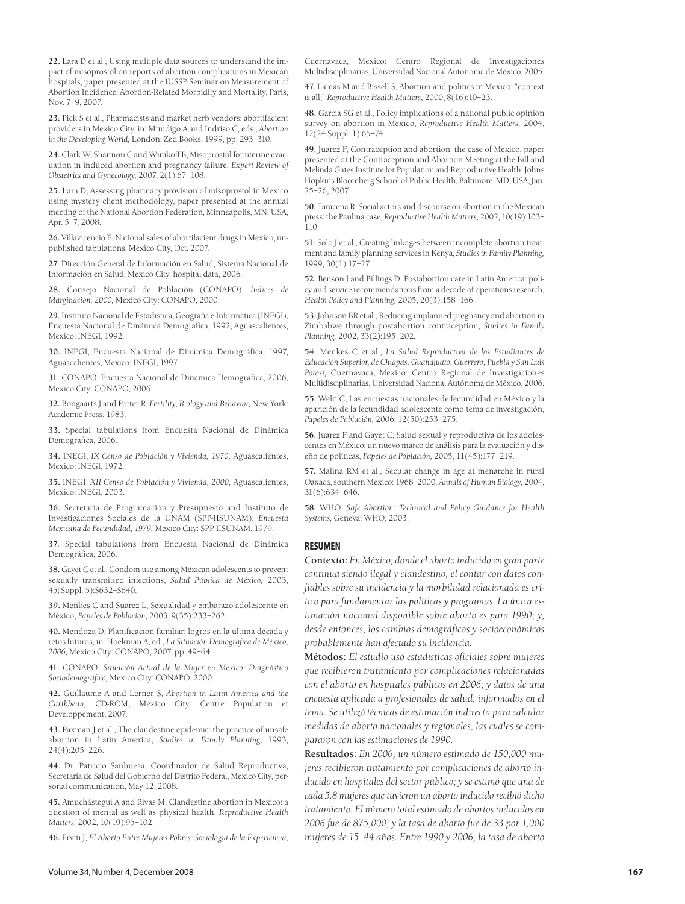**22.** Lara D et al., Using multiple data sources to understand the impact of misoprostol on reports of abortion complications in Mexican hospitals, paper presented at the IUSSP Seminar on Measurement of Abortion Incidence, Abortion-Related Morbidity and Mortality, Paris, Nov. 7–9, 2007.

**23.** Pick S et al., Pharmacists and market herb vendors: abortifacient providers in Mexico City, in: Mundigo A and Indriso C, eds., *Abortion in the Developing World,* London: Zed Books, 1999, pp. 293–310.

**24.** Clark W, Shannon C and Winikoff B, Misoprostol for uterine evacuation in induced abortion and pregnancy failure, *Expert Review of Obstetrics and Gynecology,* 2007, 2(1):67–108.

**25.** Lara D, Assessing pharmacy provision of misoprostol in Mexico using mystery client methodology, paper presented at the annual meeting of the National Abortion Federation, Minneapolis, MN, USA, Apr. 5–7, 2008.

**26.** Villavicencio E, National sales of abortifacient drugs in Mexico, unpublished tabulations, Mexico City, Oct. 2007.

**27.** Dirección General de Información en Salud, Sistema Nacional de Información en Salud, Mexico City, hospital data, 2006.

**28.** Consejo Nacional de Población (CONAPO), *Índices de Marginación, 2000,* Mexico City: CONAPO, 2000.

**29.** Instituto Nacional de Estadística, Geografía e Informática (INEGI), Encuesta Nacional de Dinámica Demográfica, 1992, Aguascalientes, Mexico: INEGI, 1992.

**30.** INEGI, Encuesta Nacional de Dinámica Demográfica, 1997, Aguascalientes, Mexico: INEGI, 1997.

**31.** CONAPO, Encuesta Nacional de Dinámica Demográfica, 2006, Mexico City: CONAPO, 2006.

**32.** Bongaarts J and Potter R, *Fertility, Biology and Behavior,* New York: Academic Press, 1983.

**33.** Special tabulations from Encuesta Nacional de Dinámica Demográfica, 2006.

**34.** INEGI, *IX Censo de Población y Vivienda, 1970,* Aguascalientes, Mexico: INEGI, 1972.

**35.** INEGI, *XII Censo de Población y Vivienda, 2000,* Aguascalientes, Mexico: INEGI, 2003.

**36.** Secretaría de Programación y Presupuesto and Instituto de Investigaciones Sociales de la UNAM (SPP-IISUNAM), *Encuesta Mexicana de Fecundidad, 1979,* Mexico City: SPP-IISUNAM, 1979.

**37.** Special tabulations from Encuesta Nacional de Dinámica Demográfica, 2006.

**38.** Gayet C et al., Condom use among Mexican adolescents to prevent sexually transmitted infections, *Salud Pública de México,* 2003, 45(Suppl. 5):S632–S640.

**39.** Menkes C and Suárez L, Sexualidad y embarazo adolescente en México, *Papeles de Población,* 2003, 9(35):233–262.

**40.** Mendoza D, Planificación familiar: logros en la última década y retos futuros, in: Hoekman A, ed., *La Situación Demográfica de México, 2006,* Mexico City: CONAPO, 2007, pp. 49–64.

**41.** CONAPO, *Situación Actual de la Mujer en México: Diagnóstico Sociodemográfico,* Mexico City: CONAPO, 2000.

**42.** Guillaume A and Lerner S, *Abortion in Latin America and the Caribbean,* CD-ROM, Mexico City: Centre Population et Developpement, 2007.

**43.** Paxman J et al., The clandestine epidemic: the practice of unsafe abortion in Latin America, *Studies in Family Planning,* 1993, 24(4):205–226.

**44.** Dr. Patricio Sanhueza, Coordinador de Salud Reproductiva, Secretaría de Salud del Gobierno del Distrito Federal, Mexico City, personal communication, May 12, 2008.

**45.** Amuchástegui A and Rivas M, Clandestine abortion in Mexico: a question of mental as well as physical health, *Reproductive Health Matters,* 2002, 10(19):95–102.

**46.** Erviti J, *El Aborto Entre Mujeres Pobres: Sociología de la Experiencia,* Cuernavaca, Mexico: Centro Regional de Investigaciones Multidisciplinarias, Universidad Nacional Autónoma de México, 2005.

**47.** Lamas M and Bissell S, Abortion and politics in Mexico: "context is all," *Reproductive Health Matters,* 2000, 8(16):10–23.

**48.** Garcia SG et al., Policy implications of a national public opinion survey on abortion in Mexico, *Reproductive Health Matters,* 2004, 12(24 Suppl. 1):65–74.

**49.** Juarez F, Contraception and abortion: the case of Mexico, paper presented at the Contraception and Abortion Meeting at the Bill and Melinda Gates Institute for Population and Reproductive Health, Johns Hopkins Bloomberg School of Public Health, Baltimore, MD, USA, Jan. 25–26, 2007.

**50.** Taracena R, Social actors and discourse on abortion in the Mexican press: the Paulina case, *Reproductive Health Matters,* 2002, 10(19):103–110.

**51.** Solo J et al., Creating linkages between incomplete abortion treatment and family planning services in Kenya, *Studies in Family Planning,* 1999, 30(1):17–27.

**52.** Benson J and Billings D, Postabortion care in Latin America: policy and service recommendations from a decade of operations research, *Health Policy and Planning,* 2005, 20(3):158–166.

**53.** Johnson BR et al., Reducing unplanned pregnancy and abortion in Zimbabwe through postabortion contraception, *Studies in Family Planning,* 2002, 33(2):195–202.

**54.** Menkes C et al., *La Salud Reproductiva de los Estudiantes de Educación Superior, de Chiapas, Guanajuato, Guerrero, Puebla y San Luis Potosí,* Cuernavaca, Mexico: Centro Regional de Investigaciones Multidisciplinarias, Universidad Nacional Autónoma de México, 2006.

**55.** Welti C, Las encuestas nacionales de fecundidad en México y la aparición de la fecundidad adolescente como tema de investigación, *Papeles de Población,* 2006, 12(50):253–275.

**56.** Juarez F and Gayet C, Salud sexual y reproductiva de los adolescentes en México: un nuevo marco de análisis para la evaluación y diseño de políticas, *Papeles de Población,* 2005, 11(45):177–219.

**57.** Malina RM et al., Secular change in age at menarche in rural Oaxaca, southern Mexico: 1968–2000, *Annals of Human Biology,* 2004, 31(6):634–646.

**58.** WHO, *Safe Abortion: Technical and Policy Guidance for Health Systems,* Geneva: WHO, 2003.

## RESUMEN

**Contexto:** *En México, donde el aborto inducido en gran parte continúa siendo ilegal y clandestino, el contar con datos confiables sobre su incidencia y la morbilidad relacionada es crítico para fundamentar las políticas y programas. La única estimación nacional disponible sobre aborto es para 1990; y, desde entonces, los cambios demográficos y socioeconómicos probablemente han afectado su incidencia.*

**Métodos:** *El estudio usó estadísticas oficiales sobre mujeres que recibieron tratamiento por complicaciones relacionadas con el aborto en hospitales públicos en 2006; y datos de una encuesta aplicada a profesionales de salud, informados en el tema. Se utilizó técnicas de estimación indirecta para calcular medidas de aborto nacionales y regionales, las cuales se compararon con las estimaciones de 1990.*

**Resultados:** *En 2006, un número estimado de 150,000 mujeres recibieron tratamiento por complicaciones de aborto inducido en hospitales del sector público; y se estimó que una de cada 5.8 mujeres que tuvieron un aborto inducido recibió dicho tratamiento. El número total estimado de abortos inducidos en 2006 fue de 875,000; y la tasa de aborto fue de 33 por 1,000 mujeres de 15–44 años. Entre 1990 y 2006, la tasa de aborto*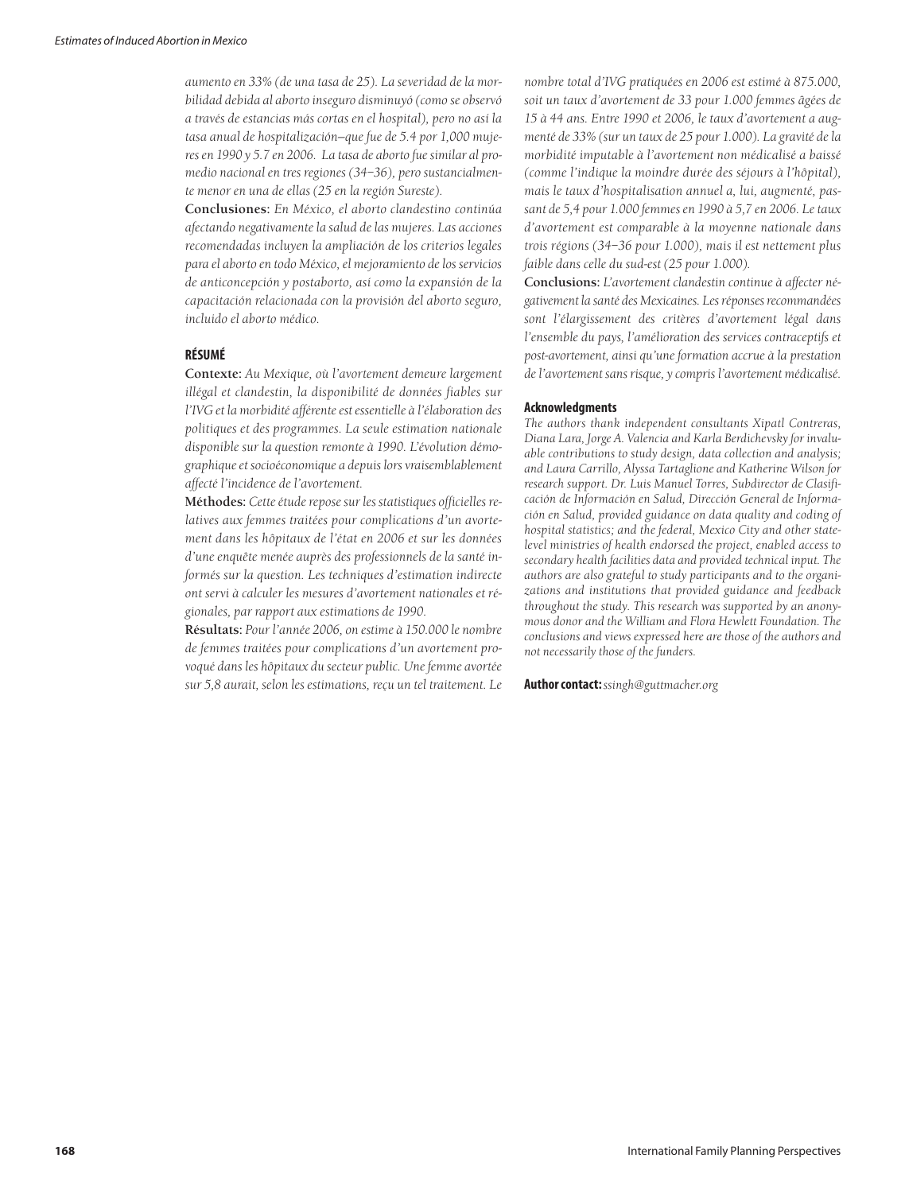*aumento en 33% (de una tasa de 25). La severidad de la morbilidad debida al aborto inseguro disminuyó (como se observó a través de estancias más cortas en el hospital), pero no así la tasa anual de hospitalización—que fue de 5.4 por 1,000 mujeres en 1990 y 5.7 en 2006. La tasa de aborto fue similar al promedio nacional en tres regiones (34–36), pero sustancialmente menor en una de ellas (25 en la región Sureste).*

**Conclusiones:** *En México, el aborto clandestino continúa afectando negativamente la salud de las mujeres. Las acciones recomendadas incluyen la ampliación de los criterios legales para el aborto en todo México, el mejoramiento de los servicios de anticoncepción y postaborto, así como la expansión de la capacitación relacionada con la provisión del aborto seguro, incluido el aborto médico.*

## RÉSUMÉ

**Contexte:** *Au Mexique, où l'avortement demeure largement illégal et clandestin, la disponibilité de données fiables sur l'IVG et la morbidité afférente est essentielle à l'élaboration des politiques et des programmes. La seule estimation nationale disponible sur la question remonte à 1990. L'évolution démographique et socioéconomique a depuis lors vraisemblablement affecté l'incidence de l'avortement.*

**Méthodes:** *Cette étude repose sur les statistiques officielles relatives aux femmes traitées pour complications d'un avortement dans les hôpitaux de l'état en 2006 et sur les données d'une enquête menée auprès des professionnels de la santé informés sur la question. Les techniques d'estimation indirecte ont servi à calculer les mesures d'avortement nationales et régionales, par rapport aux estimations de 1990.*

**Résultats:** *Pour l'année 2006, on estime à 150.000 le nombre de femmes traitées pour complications d'un avortement provoqué dans les hôpitaux du secteur public. Une femme avortée sur 5,8 aurait, selon les estimations, reçu un tel traitement. Le nombre total d'IVG pratiquées en 2006 est estimé à 875.000, soit un taux d'avortement de 33 pour 1.000 femmes âgées de 15 à 44 ans. Entre 1990 et 2006, le taux d'avortement a augmenté de 33% (sur un taux de 25 pour 1.000). La gravité de la morbidité imputable à l'avortement non médicalisé a baissé (comme l'indique la moindre durée des séjours à l'hôpital), mais le taux d'hospitalisation annuel a, lui, augmenté, passant de 5,4 pour 1.000 femmes en 1990 à 5,7 en 2006. Le taux d'avortement est comparable à la moyenne nationale dans trois régions (34–36 pour 1.000), mais il est nettement plus faible dans celle du sud-est (25 pour 1.000).*

**Conclusions:** *L'avortement clandestin continue à affecter négativement la santé des Mexicaines. Les réponses recommandées sont l'élargissement des critères d'avortement légal dans l'ensemble du pays, l'amélioration des services contraceptifs et post-avortement, ainsi qu'une formation accrue à la prestation de l'avortement sans risque, y compris l'avortement médicalisé.*

### Acknowledgments

*The authors thank independent consultants Xipatl Contreras, Diana Lara, Jorge A. Valencia and Karla Berdichevsky for invaluable contributions to study design, data collection and analysis; and Laura Carrillo, Alyssa Tartaglione and Katherine Wilson for research support. Dr. Luis Manuel Torres, Subdirector de Clasificación de Información en Salud, Dirección General de Información en Salud, provided guidance on data quality and coding of hospital statistics; and the federal, Mexico City and other state-level ministries of health endorsed the project, enabled access to secondary health facilities data and provided technical input. The authors are also grateful to study participants and to the organizations and institutions that provided guidance and feedback throughout the study. This research was supported by an anonymous donor and the William and Flora Hewlett Foundation. The conclusions and views expressed here are those of the authors and not necessarily those of the funders.*

**Author contact:** *ssingh@guttmacher.org*